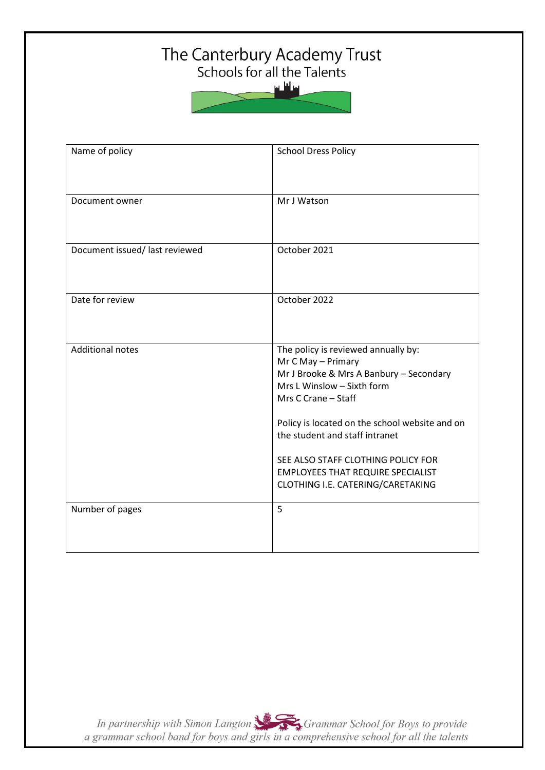# The Canterbury Academy Trust

## Schools for all the Talents

| Name of policy | School Dress Policy |
|---|---|
| Document owner | Mr J Watson |
| Document issued/ last reviewed | October 2021 |
| Date for review | October 2022 |
| Additional notes | The policy is reviewed annually by:<br>Mr C May – Primary<br>Mr J Brooke & Mrs A Banbury – Secondary<br>Mrs L Winslow – Sixth form<br>Mrs C Crane – Staff<br><br>Policy is located on the school website and on the student and staff intranet<br><br>SEE ALSO STAFF CLOTHING POLICY FOR EMPLOYEES THAT REQUIRE SPECIALIST CLOTHING I.E. CATERING/CARETAKING |
| Number of pages | 5 |

*In partnership with Simon Langton Grammar School for Boys to provide a grammar school band for boys and girls in a comprehensive school for all the talents*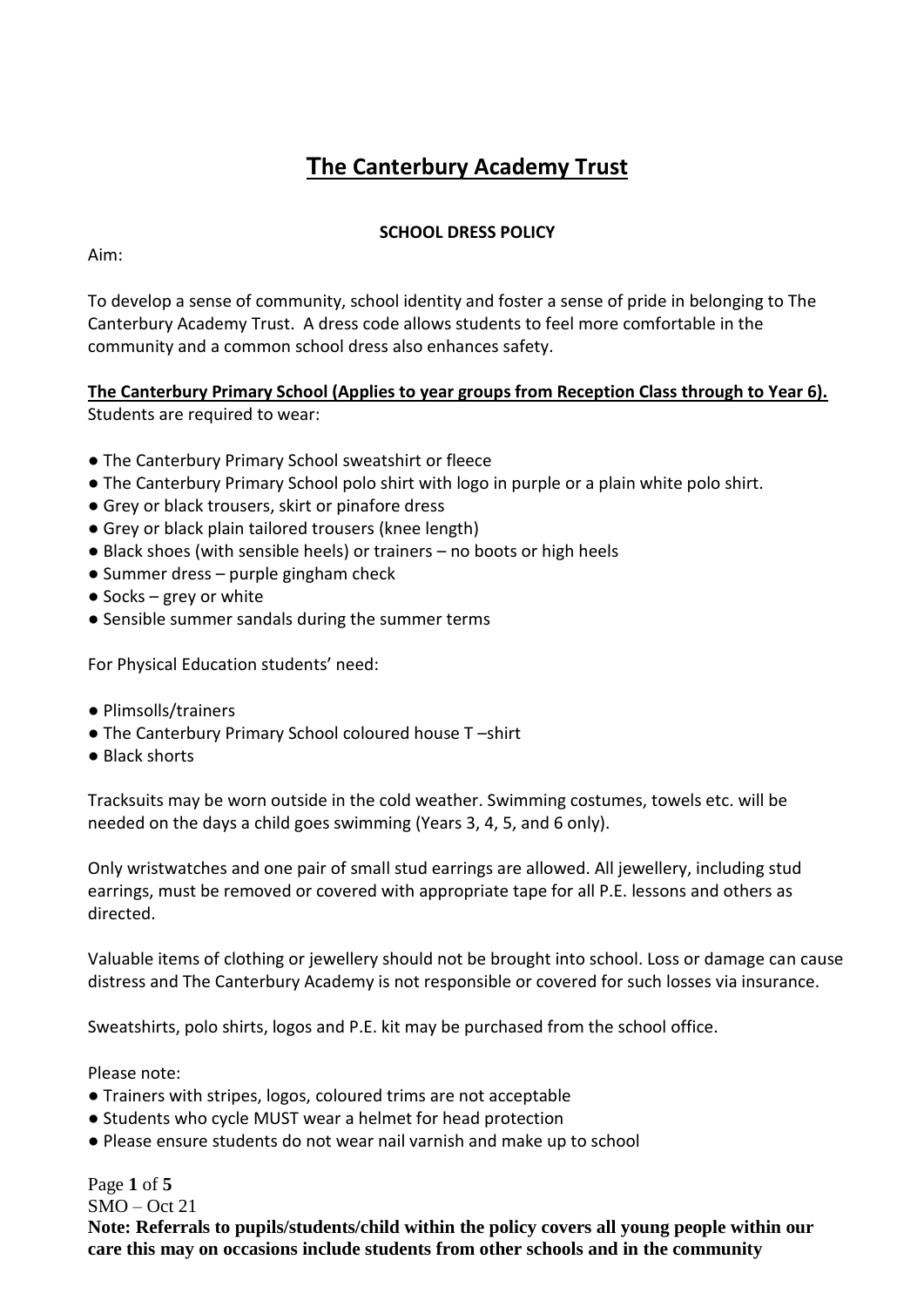# The Canterbury Academy Trust

**SCHOOL DRESS POLICY**

Aim:

To develop a sense of community, school identity and foster a sense of pride in belonging to The Canterbury Academy Trust. A dress code allows students to feel more comfortable in the community and a common school dress also enhances safety.

**The Canterbury Primary School (Applies to year groups from Reception Class through to Year 6).**

Students are required to wear:

- The Canterbury Primary School sweatshirt or fleece
- The Canterbury Primary School polo shirt with logo in purple or a plain white polo shirt.
- Grey or black trousers, skirt or pinafore dress
- Grey or black plain tailored trousers (knee length)
- Black shoes (with sensible heels) or trainers – no boots or high heels
- Summer dress – purple gingham check
- Socks – grey or white
- Sensible summer sandals during the summer terms

For Physical Education students' need:

- Plimsolls/trainers
- The Canterbury Primary School coloured house T –shirt
- Black shorts

Tracksuits may be worn outside in the cold weather. Swimming costumes, towels etc. will be needed on the days a child goes swimming (Years 3, 4, 5, and 6 only).

Only wristwatches and one pair of small stud earrings are allowed. All jewellery, including stud earrings, must be removed or covered with appropriate tape for all P.E. lessons and others as directed.

Valuable items of clothing or jewellery should not be brought into school. Loss or damage can cause distress and The Canterbury Academy is not responsible or covered for such losses via insurance.

Sweatshirts, polo shirts, logos and P.E. kit may be purchased from the school office.

Please note:

- Trainers with stripes, logos, coloured trims are not acceptable
- Students who cycle MUST wear a helmet for head protection
- Please ensure students do not wear nail varnish and make up to school

SMO – Oct 21

**Note: Referrals to pupils/students/child within the policy covers all young people within our care this may on occasions include students from other schools and in the community**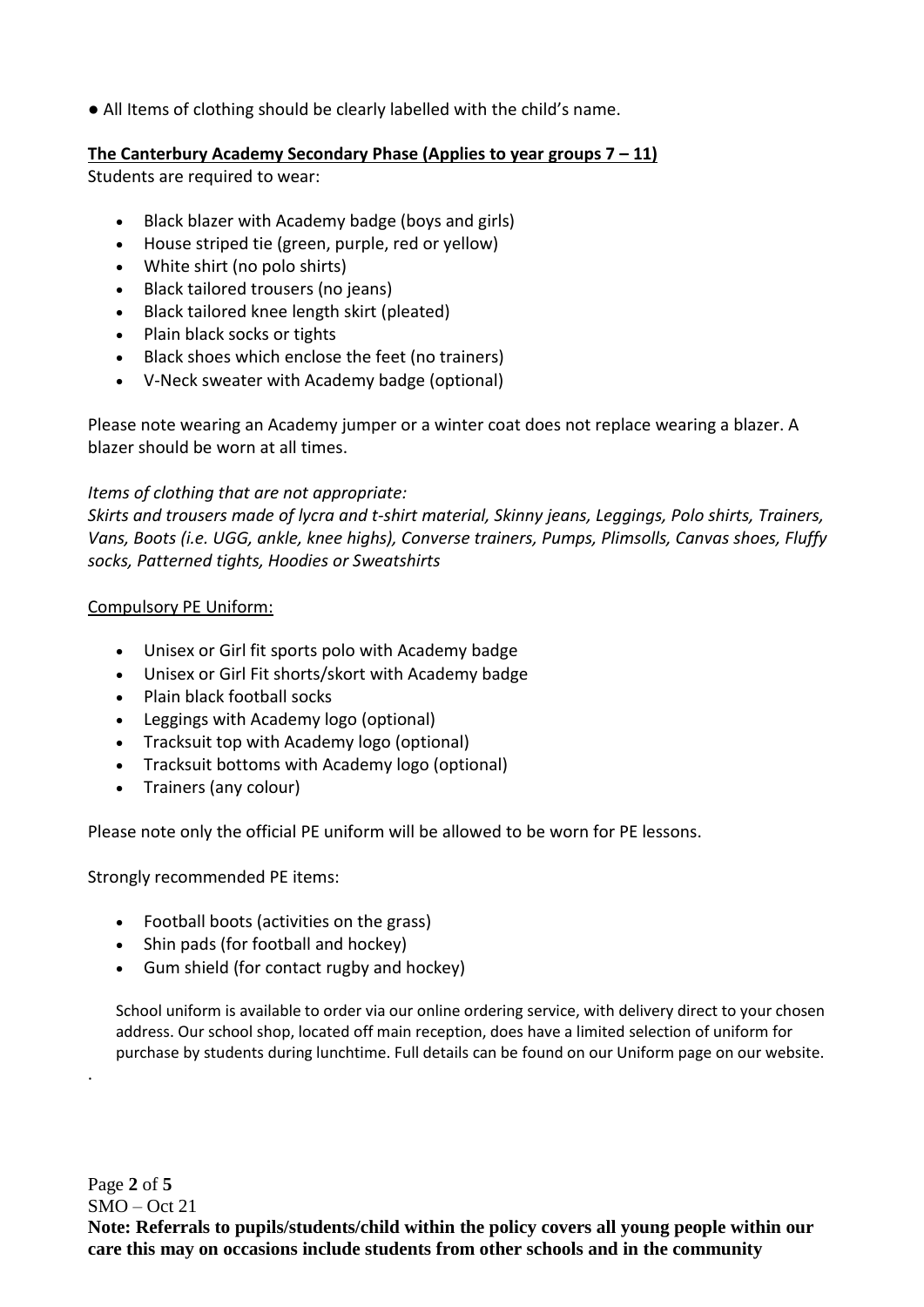● All Items of clothing should be clearly labelled with the child's name.

**The Canterbury Academy Secondary Phase (Applies to year groups 7 – 11)**

Students are required to wear:

- Black blazer with Academy badge (boys and girls)
- House striped tie (green, purple, red or yellow)
- White shirt (no polo shirts)
- Black tailored trousers (no jeans)
- Black tailored knee length skirt (pleated)
- Plain black socks or tights
- Black shoes which enclose the feet (no trainers)
- V-Neck sweater with Academy badge (optional)

Please note wearing an Academy jumper or a winter coat does not replace wearing a blazer. A blazer should be worn at all times.

*Items of clothing that are not appropriate:*

*Skirts and trousers made of lycra and t-shirt material, Skinny jeans, Leggings, Polo shirts, Trainers, Vans, Boots (i.e. UGG, ankle, knee highs), Converse trainers, Pumps, Plimsolls, Canvas shoes, Fluffy socks, Patterned tights, Hoodies or Sweatshirts*

Compulsory PE Uniform:

- Unisex or Girl fit sports polo with Academy badge
- Unisex or Girl Fit shorts/skort with Academy badge
- Plain black football socks
- Leggings with Academy logo (optional)
- Tracksuit top with Academy logo (optional)
- Tracksuit bottoms with Academy logo (optional)
- Trainers (any colour)

Please note only the official PE uniform will be allowed to be worn for PE lessons.

Strongly recommended PE items:

- Football boots (activities on the grass)
- Shin pads (for football and hockey)
- Gum shield (for contact rugby and hockey)

School uniform is available to order via our online ordering service, with delivery direct to your chosen address. Our school shop, located off main reception, does have a limited selection of uniform for purchase by students during lunchtime. Full details can be found on our Uniform page on our website.

.

SMO – Oct 21

**Note: Referrals to pupils/students/child within the policy covers all young people within our care this may on occasions include students from other schools and in the community**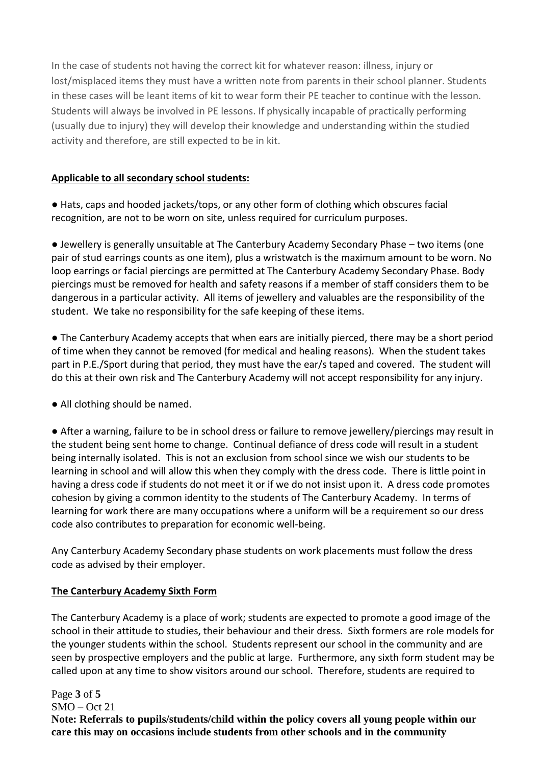In the case of students not having the correct kit for whatever reason: illness, injury or lost/misplaced items they must have a written note from parents in their school planner. Students in these cases will be leant items of kit to wear form their PE teacher to continue with the lesson. Students will always be involved in PE lessons. If physically incapable of practically performing (usually due to injury) they will develop their knowledge and understanding within the studied activity and therefore, are still expected to be in kit.

**Applicable to all secondary school students:**

● Hats, caps and hooded jackets/tops, or any other form of clothing which obscures facial recognition, are not to be worn on site, unless required for curriculum purposes.

● Jewellery is generally unsuitable at The Canterbury Academy Secondary Phase – two items (one pair of stud earrings counts as one item), plus a wristwatch is the maximum amount to be worn. No loop earrings or facial piercings are permitted at The Canterbury Academy Secondary Phase. Body piercings must be removed for health and safety reasons if a member of staff considers them to be dangerous in a particular activity. All items of jewellery and valuables are the responsibility of the student. We take no responsibility for the safe keeping of these items.

● The Canterbury Academy accepts that when ears are initially pierced, there may be a short period of time when they cannot be removed (for medical and healing reasons). When the student takes part in P.E./Sport during that period, they must have the ear/s taped and covered. The student will do this at their own risk and The Canterbury Academy will not accept responsibility for any injury.

● All clothing should be named.

● After a warning, failure to be in school dress or failure to remove jewellery/piercings may result in the student being sent home to change. Continual defiance of dress code will result in a student being internally isolated. This is not an exclusion from school since we wish our students to be learning in school and will allow this when they comply with the dress code. There is little point in having a dress code if students do not meet it or if we do not insist upon it. A dress code promotes cohesion by giving a common identity to the students of The Canterbury Academy. In terms of learning for work there are many occupations where a uniform will be a requirement so our dress code also contributes to preparation for economic well-being.

Any Canterbury Academy Secondary phase students on work placements must follow the dress code as advised by their employer.

**The Canterbury Academy Sixth Form**

The Canterbury Academy is a place of work; students are expected to promote a good image of the school in their attitude to studies, their behaviour and their dress. Sixth formers are role models for the younger students within the school. Students represent our school in the community and are seen by prospective employers and the public at large. Furthermore, any sixth form student may be called upon at any time to show visitors around our school. Therefore, students are required to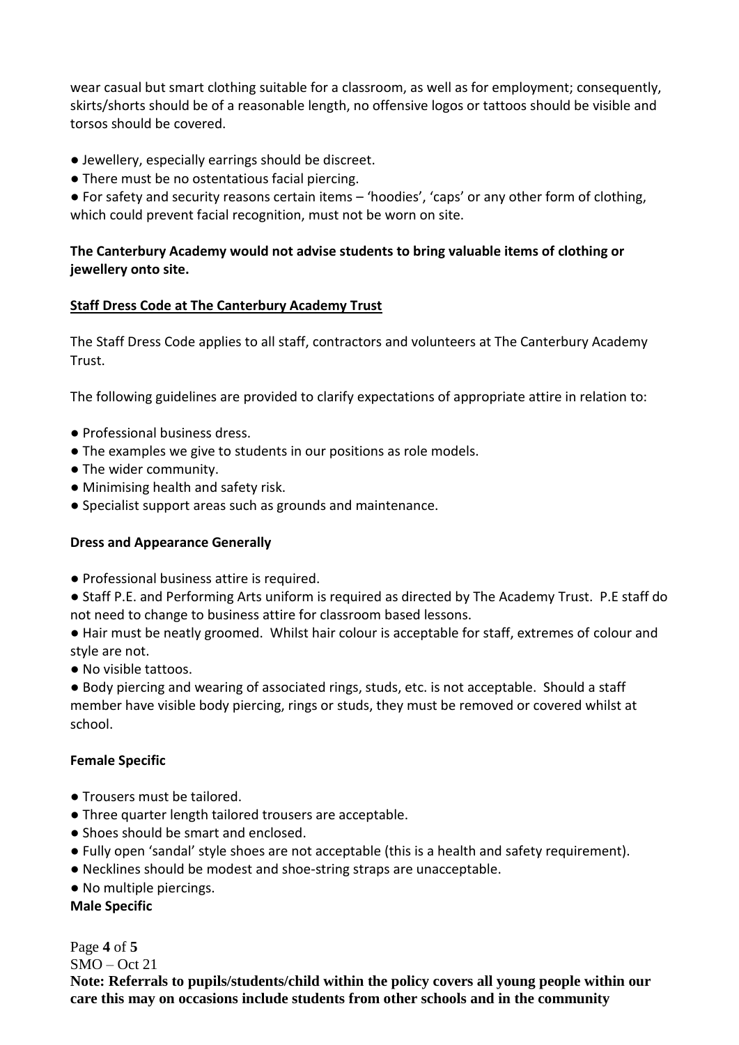wear casual but smart clothing suitable for a classroom, as well as for employment; consequently, skirts/shorts should be of a reasonable length, no offensive logos or tattoos should be visible and torsos should be covered.

- Jewellery, especially earrings should be discreet.
- There must be no ostentatious facial piercing.
- For safety and security reasons certain items – 'hoodies', 'caps' or any other form of clothing, which could prevent facial recognition, must not be worn on site.

**The Canterbury Academy would not advise students to bring valuable items of clothing or jewellery onto site.**

## Staff Dress Code at The Canterbury Academy Trust

The Staff Dress Code applies to all staff, contractors and volunteers at The Canterbury Academy Trust.

The following guidelines are provided to clarify expectations of appropriate attire in relation to:

- Professional business dress.
- The examples we give to students in our positions as role models.
- The wider community.
- Minimising health and safety risk.
- Specialist support areas such as grounds and maintenance.

### Dress and Appearance Generally

- Professional business attire is required.
- Staff P.E. and Performing Arts uniform is required as directed by The Academy Trust. P.E staff do not need to change to business attire for classroom based lessons.
- Hair must be neatly groomed. Whilst hair colour is acceptable for staff, extremes of colour and style are not.
- No visible tattoos.
- Body piercing and wearing of associated rings, studs, etc. is not acceptable. Should a staff member have visible body piercing, rings or studs, they must be removed or covered whilst at school.

### Female Specific

- Trousers must be tailored.
- Three quarter length tailored trousers are acceptable.
- Shoes should be smart and enclosed.
- Fully open 'sandal' style shoes are not acceptable (this is a health and safety requirement).
- Necklines should be modest and shoe-string straps are unacceptable.
- No multiple piercings.

### Male Specific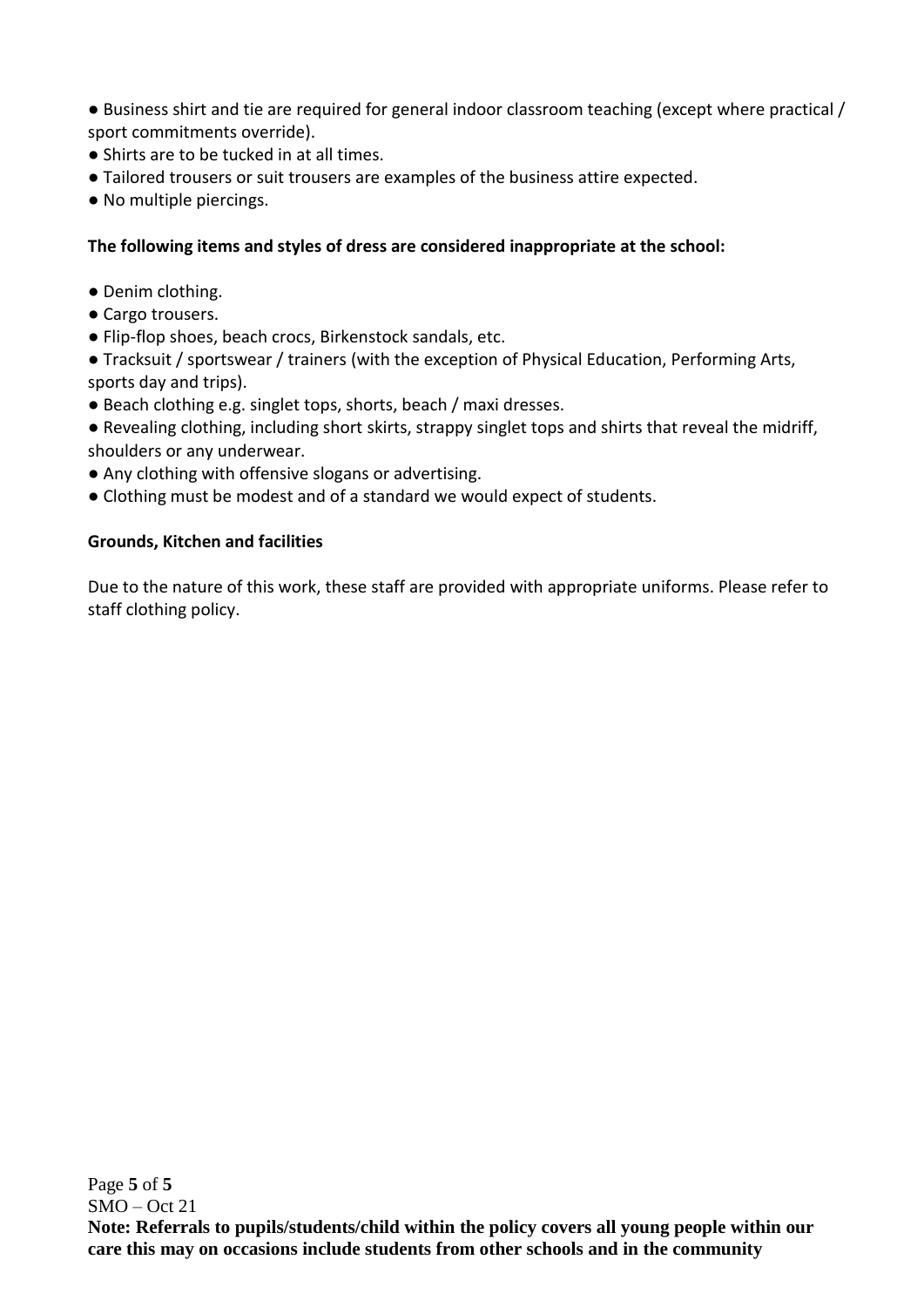- Business shirt and tie are required for general indoor classroom teaching (except where practical / sport commitments override).
- Shirts are to be tucked in at all times.
- Tailored trousers or suit trousers are examples of the business attire expected.
- No multiple piercings.

**The following items and styles of dress are considered inappropriate at the school:**

- Denim clothing.
- Cargo trousers.
- Flip-flop shoes, beach crocs, Birkenstock sandals, etc.
- Tracksuit / sportswear / trainers (with the exception of Physical Education, Performing Arts, sports day and trips).
- Beach clothing e.g. singlet tops, shorts, beach / maxi dresses.
- Revealing clothing, including short skirts, strappy singlet tops and shirts that reveal the midriff, shoulders or any underwear.
- Any clothing with offensive slogans or advertising.
- Clothing must be modest and of a standard we would expect of students.

**Grounds, Kitchen and facilities**

Due to the nature of this work, these staff are provided with appropriate uniforms. Please refer to staff clothing policy.